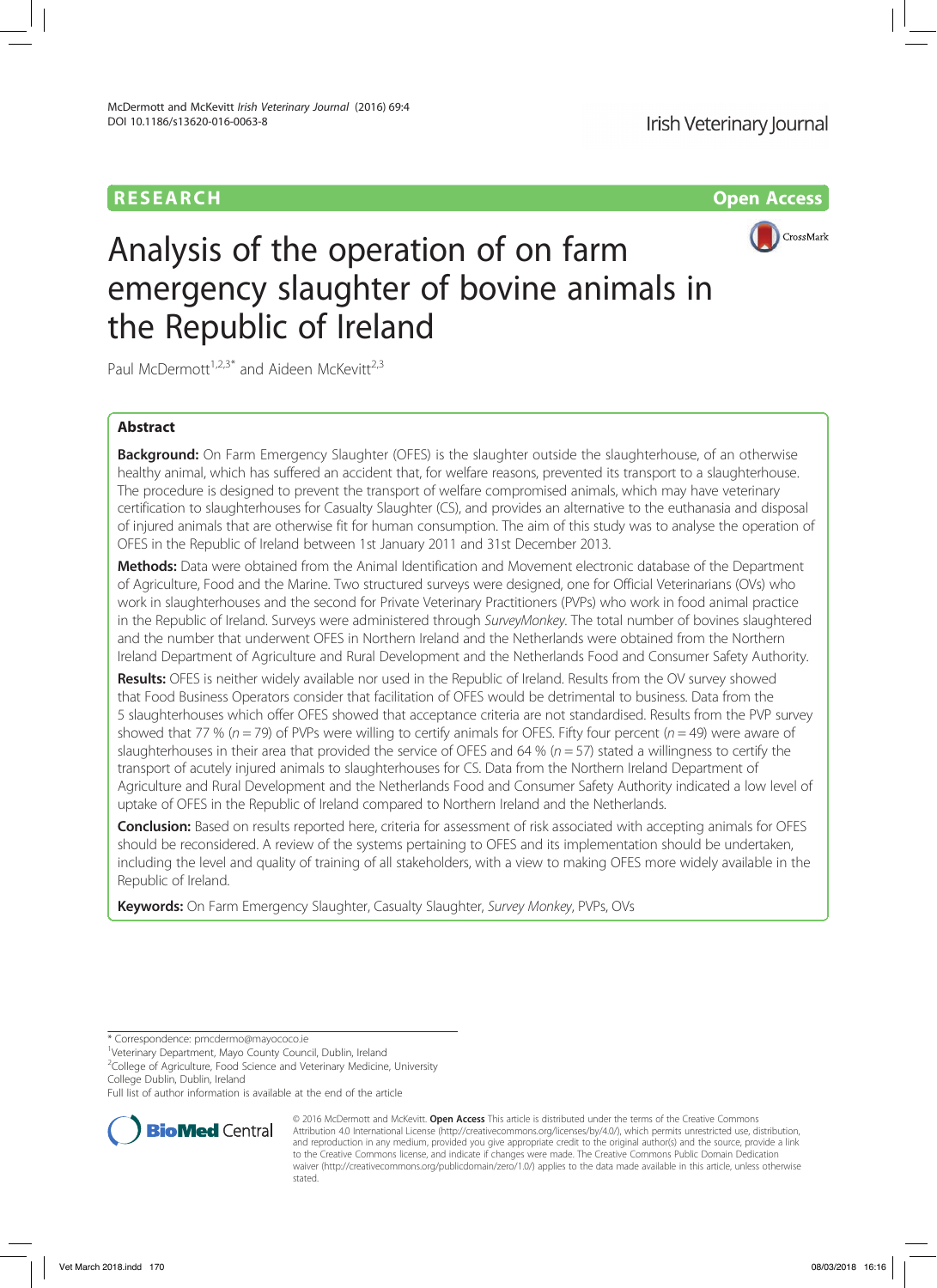RESEARCH Open Access

# Analysis of the operation of on farm emergency slaughter of bovine animals in the Republic of Ireland

Paul McDermott[1,2,3*] and Aideen McKevitt[2,3]

## Abstract

**Background:** On Farm Emergency Slaughter (OFES) is the slaughter outside the slaughterhouse, of an otherwise healthy animal, which has suffered an accident that, for welfare reasons, prevented its transport to a slaughterhouse. The procedure is designed to prevent the transport of welfare compromised animals, which may have veterinary certification to slaughterhouses for Casualty Slaughter (CS), and provides an alternative to the euthanasia and disposal of injured animals that are otherwise fit for human consumption. The aim of this study was to analyse the operation of OFES in the Republic of Ireland between 1st January 2011 and 31st December 2013.

**Methods:** Data were obtained from the Animal Identification and Movement electronic database of the Department of Agriculture, Food and the Marine. Two structured surveys were designed, one for Official Veterinarians (OVs) who work in slaughterhouses and the second for Private Veterinary Practitioners (PVPs) who work in food animal practice in the Republic of Ireland. Surveys were administered through *SurveyMonkey*. The total number of bovines slaughtered and the number that underwent OFES in Northern Ireland and the Netherlands were obtained from the Northern Ireland Department of Agriculture and Rural Development and the Netherlands Food and Consumer Safety Authority.

**Results:** OFES is neither widely available nor used in the Republic of Ireland. Results from the OV survey showed that Food Business Operators consider that facilitation of OFES would be detrimental to business. Data from the 5 slaughterhouses which offer OFES showed that acceptance criteria are not standardised. Results from the PVP survey showed that 77 % ($n = 79$) of PVPs were willing to certify animals for OFES. Fifty four percent ($n = 49$) were aware of slaughterhouses in their area that provided the service of OFES and 64 % ($n = 57$) stated a willingness to certify the transport of acutely injured animals to slaughterhouses for CS. Data from the Northern Ireland Department of Agriculture and Rural Development and the Netherlands Food and Consumer Safety Authority indicated a low level of uptake of OFES in the Republic of Ireland compared to Northern Ireland and the Netherlands.

**Conclusion:** Based on results reported here, criteria for assessment of risk associated with accepting animals for OFES should be reconsidered. A review of the systems pertaining to OFES and its implementation should be undertaken, including the level and quality of training of all stakeholders, with a view to making OFES more widely available in the Republic of Ireland.

**Keywords:** On Farm Emergency Slaughter, Casualty Slaughter, *Survey Monkey*, PVPs, OVs

---

* Correspondence: pmcdermo@mayococo.ie
[1]Veterinary Department, Mayo County Council, Dublin, Ireland
[2]College of Agriculture, Food Science and Veterinary Medicine, University College Dublin, Dublin, Ireland
Full list of author information is available at the end of the article

© 2016 McDermott and McKevitt. **Open Access** This article is distributed under the terms of the Creative Commons Attribution 4.0 International License (http://creativecommons.org/licenses/by/4.0/), which permits unrestricted use, distribution, and reproduction in any medium, provided you give appropriate credit to the original author(s) and the source, provide a link to the Creative Commons license, and indicate if changes were made. The Creative Commons Public Domain Dedication waiver (http://creativecommons.org/publicdomain/zero/1.0/) applies to the data made available in this article, unless otherwise stated.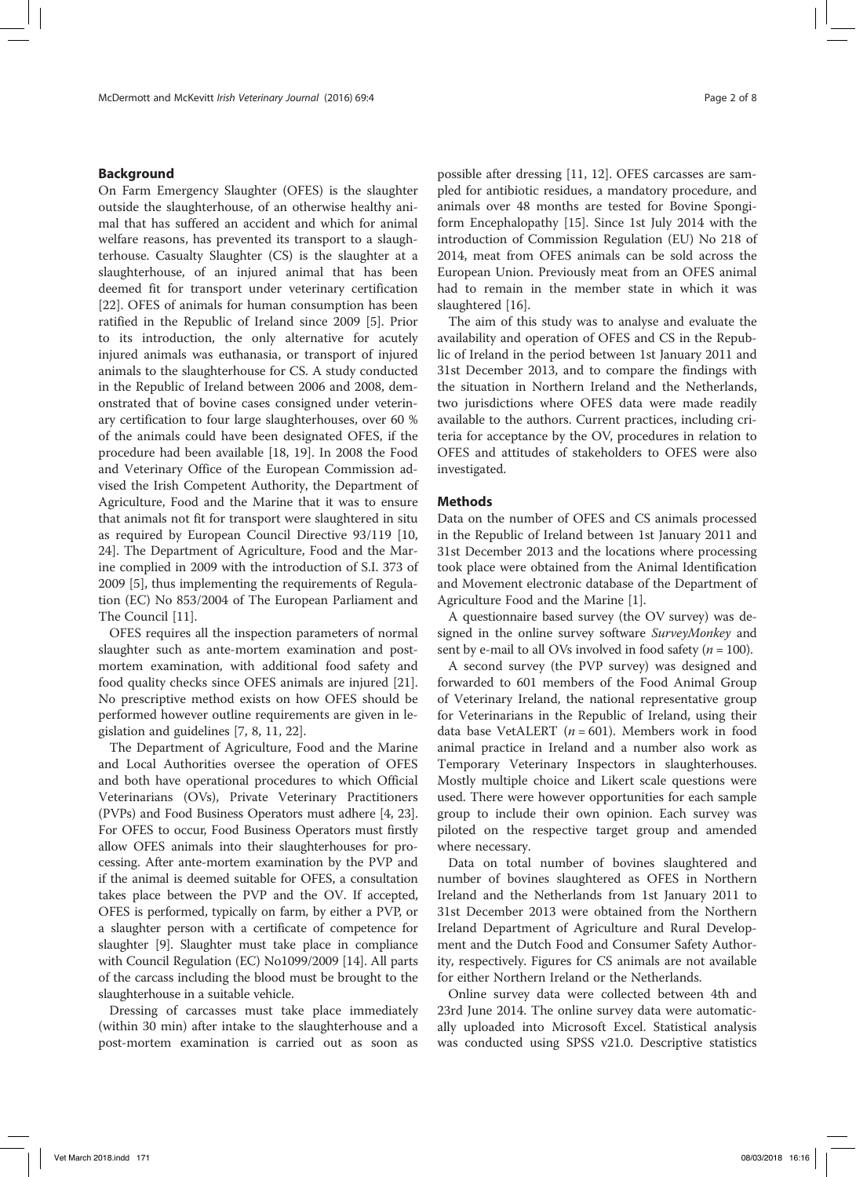## Background

On Farm Emergency Slaughter (OFES) is the slaughter outside the slaughterhouse, of an otherwise healthy animal that has suffered an accident and which for animal welfare reasons, has prevented its transport to a slaughterhouse. Casualty Slaughter (CS) is the slaughter at a slaughterhouse, of an injured animal that has been deemed fit for transport under veterinary certification [22]. OFES of animals for human consumption has been ratified in the Republic of Ireland since 2009 [5]. Prior to its introduction, the only alternative for acutely injured animals was euthanasia, or transport of injured animals to the slaughterhouse for CS. A study conducted in the Republic of Ireland between 2006 and 2008, demonstrated that of bovine cases consigned under veterinary certification to four large slaughterhouses, over 60 % of the animals could have been designated OFES, if the procedure had been available [18, 19]. In 2008 the Food and Veterinary Office of the European Commission advised the Irish Competent Authority, the Department of Agriculture, Food and the Marine that it was to ensure that animals not fit for transport were slaughtered in situ as required by European Council Directive 93/119 [10, 24]. The Department of Agriculture, Food and the Marine complied in 2009 with the introduction of S.I. 373 of 2009 [5], thus implementing the requirements of Regulation (EC) No 853/2004 of The European Parliament and The Council [11].

OFES requires all the inspection parameters of normal slaughter such as ante-mortem examination and post-mortem examination, with additional food safety and food quality checks since OFES animals are injured [21]. No prescriptive method exists on how OFES should be performed however outline requirements are given in legislation and guidelines [7, 8, 11, 22].

The Department of Agriculture, Food and the Marine and Local Authorities oversee the operation of OFES and both have operational procedures to which Official Veterinarians (OVs), Private Veterinary Practitioners (PVPs) and Food Business Operators must adhere [4, 23]. For OFES to occur, Food Business Operators must firstly allow OFES animals into their slaughterhouses for processing. After ante-mortem examination by the PVP and if the animal is deemed suitable for OFES, a consultation takes place between the PVP and the OV. If accepted, OFES is performed, typically on farm, by either a PVP, or a slaughter person with a certificate of competence for slaughter [9]. Slaughter must take place in compliance with Council Regulation (EC) No1099/2009 [14]. All parts of the carcass including the blood must be brought to the slaughterhouse in a suitable vehicle.

Dressing of carcasses must take place immediately (within 30 min) after intake to the slaughterhouse and a post-mortem examination is carried out as soon as possible after dressing [11, 12]. OFES carcasses are sampled for antibiotic residues, a mandatory procedure, and animals over 48 months are tested for Bovine Spongiform Encephalopathy [15]. Since 1st July 2014 with the introduction of Commission Regulation (EU) No 218 of 2014, meat from OFES animals can be sold across the European Union. Previously meat from an OFES animal had to remain in the member state in which it was slaughtered [16].

The aim of this study was to analyse and evaluate the availability and operation of OFES and CS in the Republic of Ireland in the period between 1st January 2011 and 31st December 2013, and to compare the findings with the situation in Northern Ireland and the Netherlands, two jurisdictions where OFES data were made readily available to the authors. Current practices, including criteria for acceptance by the OV, procedures in relation to OFES and attitudes of stakeholders to OFES were also investigated.

## Methods

Data on the number of OFES and CS animals processed in the Republic of Ireland between 1st January 2011 and 31st December 2013 and the locations where processing took place were obtained from the Animal Identification and Movement electronic database of the Department of Agriculture Food and the Marine [1].

A questionnaire based survey (the OV survey) was designed in the online survey software *SurveyMonkey* and sent by e-mail to all OVs involved in food safety ($n = 100$).

A second survey (the PVP survey) was designed and forwarded to 601 members of the Food Animal Group of Veterinary Ireland, the national representative group for Veterinarians in the Republic of Ireland, using their data base VetALERT ($n = 601$). Members work in food animal practice in Ireland and a number also work as Temporary Veterinary Inspectors in slaughterhouses. Mostly multiple choice and Likert scale questions were used. There were however opportunities for each sample group to include their own opinion. Each survey was piloted on the respective target group and amended where necessary.

Data on total number of bovines slaughtered and number of bovines slaughtered as OFES in Northern Ireland and the Netherlands from 1st January 2011 to 31st December 2013 were obtained from the Northern Ireland Department of Agriculture and Rural Development and the Dutch Food and Consumer Safety Authority, respectively. Figures for CS animals are not available for either Northern Ireland or the Netherlands.

Online survey data were collected between 4th and 23rd June 2014. The online survey data were automatically uploaded into Microsoft Excel. Statistical analysis was conducted using SPSS v21.0. Descriptive statistics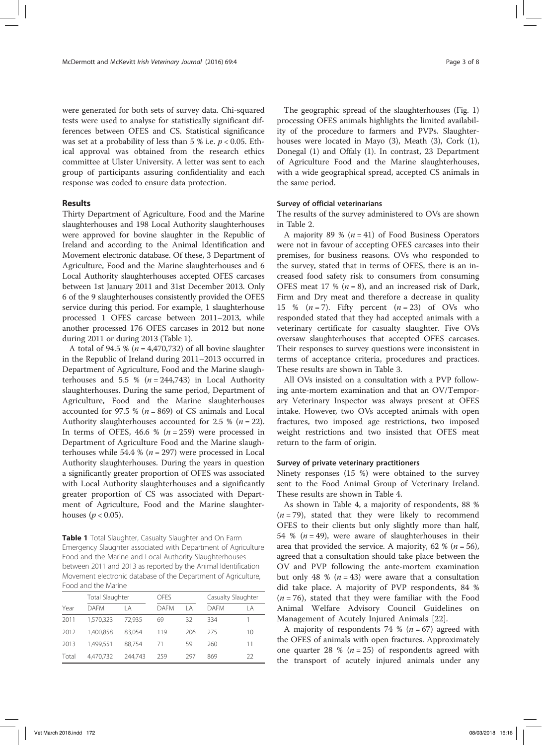were generated for both sets of survey data. Chi-squared tests were used to analyse for statistically significant differences between OFES and CS. Statistical significance was set at a probability of less than 5 % i.e. $p < 0.05$. Ethical approval was obtained from the research ethics committee at Ulster University. A letter was sent to each group of participants assuring confidentiality and each response was coded to ensure data protection.

## Results

Thirty Department of Agriculture, Food and the Marine slaughterhouses and 198 Local Authority slaughterhouses were approved for bovine slaughter in the Republic of Ireland and according to the Animal Identification and Movement electronic database. Of these, 3 Department of Agriculture, Food and the Marine slaughterhouses and 6 Local Authority slaughterhouses accepted OFES carcases between 1st January 2011 and 31st December 2013. Only 6 of the 9 slaughterhouses consistently provided the OFES service during this period. For example, 1 slaughterhouse processed 1 OFES carcase between 2011–2013, while another processed 176 OFES carcases in 2012 but none during 2011 or during 2013 (Table 1).

A total of 94.5 % ($n = 4,470,732$) of all bovine slaughter in the Republic of Ireland during 2011–2013 occurred in Department of Agriculture, Food and the Marine slaughterhouses and 5.5 % ($n = 244,743$) in Local Authority slaughterhouses. During the same period, Department of Agriculture, Food and the Marine slaughterhouses accounted for 97.5 % ($n = 869$) of CS animals and Local Authority slaughterhouses accounted for 2.5 % ($n = 22$). In terms of OFES, 46.6 % ($n = 259$) were processed in Department of Agriculture Food and the Marine slaughterhouses while 54.4 % ($n = 297$) were processed in Local Authority slaughterhouses. During the years in question a significantly greater proportion of OFES was associated with Local Authority slaughterhouses and a significantly greater proportion of CS was associated with Department of Agriculture, Food and the Marine slaughterhouses ($p < 0.05$).

**Table 1** Total Slaughter, Casualty Slaughter and On Farm Emergency Slaughter associated with Department of Agriculture Food and the Marine and Local Authority Slaughterhouses between 2011 and 2013 as reported by the Animal Identification Movement electronic database of the Department of Agriculture, Food and the Marine

| | Total Slaughter | | OFES | | Casualty Slaughter | |
|---|---|---|---|---|---|---|
| Year | DAFM | LA | DAFM | LA | DAFM | LA |
| 2011 | 1,570,323 | 72,935 | 69 | 32 | 334 | 1 |
| 2012 | 1,400,858 | 83,054 | 119 | 206 | 275 | 10 |
| 2013 | 1,499,551 | 88,754 | 71 | 59 | 260 | 11 |
| Total | 4,470,732 | 244,743 | 259 | 297 | 869 | 22 |

The geographic spread of the slaughterhouses (Fig. 1) processing OFES animals highlights the limited availability of the procedure to farmers and PVPs. Slaughterhouses were located in Mayo (3), Meath (3), Cork (1), Donegal (1) and Offaly (1). In contrast, 23 Department of Agriculture Food and the Marine slaughterhouses, with a wide geographical spread, accepted CS animals in the same period.

### Survey of official veterinarians

The results of the survey administered to OVs are shown in Table 2.

A majority 89 % ($n = 41$) of Food Business Operators were not in favour of accepting OFES carcases into their premises, for business reasons. OVs who responded to the survey, stated that in terms of OFES, there is an increased food safety risk to consumers from consuming OFES meat 17 % ($n = 8$), and an increased risk of Dark, Firm and Dry meat and therefore a decrease in quality 15 % ($n = 7$). Fifty percent ($n = 23$) of OVs who responded stated that they had accepted animals with a veterinary certificate for casualty slaughter. Five OVs oversaw slaughterhouses that accepted OFES carcases. Their responses to survey questions were inconsistent in terms of acceptance criteria, procedures and practices. These results are shown in Table 3.

All OVs insisted on a consultation with a PVP following ante-mortem examination and that an OV/Temporary Veterinary Inspector was always present at OFES intake. However, two OVs accepted animals with open fractures, two imposed age restrictions, two imposed weight restrictions and two insisted that OFES meat return to the farm of origin.

### Survey of private veterinary practitioners

Ninety responses (15 %) were obtained to the survey sent to the Food Animal Group of Veterinary Ireland. These results are shown in Table 4.

As shown in Table 4, a majority of respondents, 88 % ($n = 79$), stated that they were likely to recommend OFES to their clients but only slightly more than half, 54 % ($n = 49$), were aware of slaughterhouses in their area that provided the service. A majority, 62 % ($n = 56$), agreed that a consultation should take place between the OV and PVP following the ante-mortem examination but only 48 % ($n = 43$) were aware that a consultation did take place. A majority of PVP respondents, 84 % ($n = 76$), stated that they were familiar with the Food Animal Welfare Advisory Council Guidelines on Management of Acutely Injured Animals [22].

A majority of respondents 74 % ($n = 67$) agreed with the OFES of animals with open fractures. Approximately one quarter 28 % ($n = 25$) of respondents agreed with the transport of acutely injured animals under any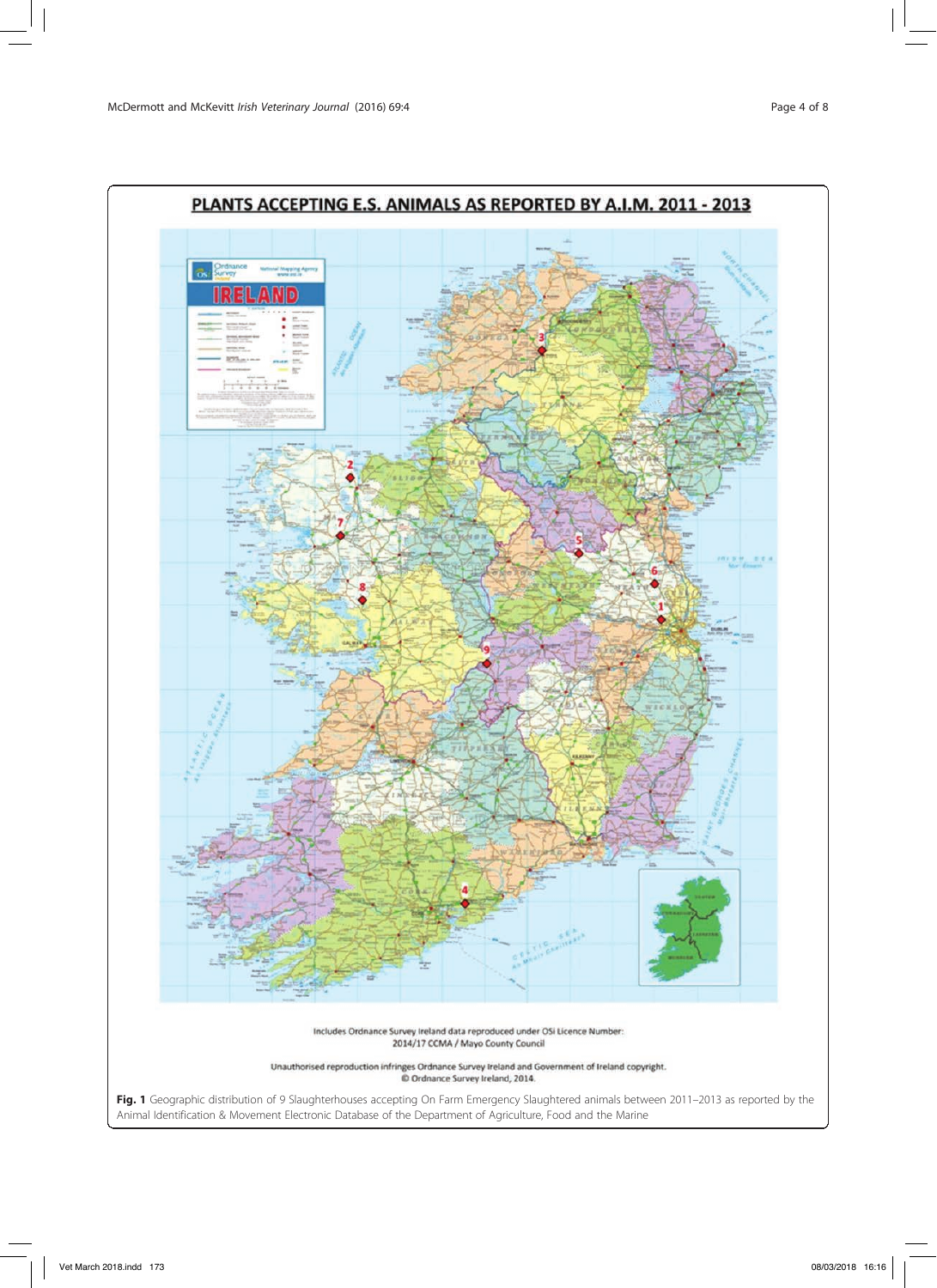## PLANTS ACCEPTING E.S. ANIMALS AS REPORTED BY A.I.M. 2011 - 2013

Includes Ordnance Survey Ireland data reproduced under OSi Licence Number: 2014/17 CCMA / Mayo County Council

Unauthorised reproduction infringes Ordnance Survey Ireland and Government of Ireland copyright. © Ordnance Survey Ireland, 2014.

**Fig. 1** Geographic distribution of 9 Slaughterhouses accepting On Farm Emergency Slaughtered animals between 2011–2013 as reported by the Animal Identification & Movement Electronic Database of the Department of Agriculture, Food and the Marine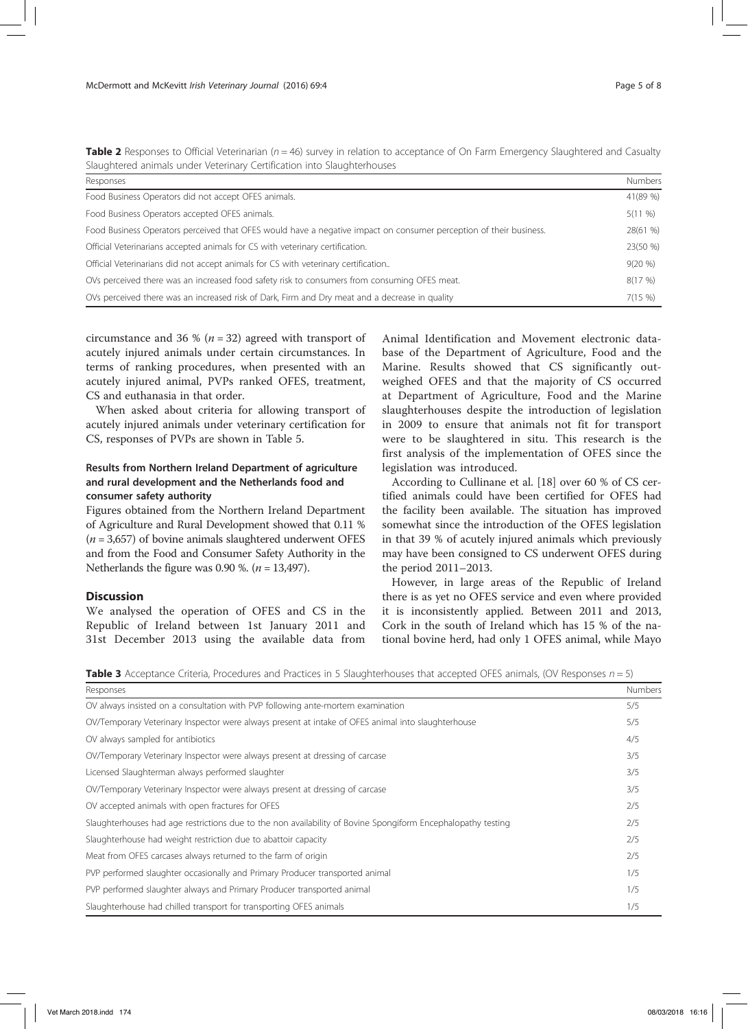**Table 2** Responses to Official Veterinarian ($n = 46$) survey in relation to acceptance of On Farm Emergency Slaughtered and Casualty Slaughtered animals under Veterinary Certification into Slaughterhouses

| Responses | Numbers |
|---|---|
| Food Business Operators did not accept OFES animals. | 41(89 %) |
| Food Business Operators accepted OFES animals. | 5(11 %) |
| Food Business Operators perceived that OFES would have a negative impact on consumer perception of their business. | 28(61 %) |
| Official Veterinarians accepted animals for CS with veterinary certification. | 23(50 %) |
| Official Veterinarians did not accept animals for CS with veterinary certification.. | 9(20 %) |
| OVs perceived there was an increased food safety risk to consumers from consuming OFES meat. | 8(17 %) |
| OVs perceived there was an increased risk of Dark, Firm and Dry meat and a decrease in quality | 7(15 %) |

circumstance and 36 % ($n = 32$) agreed with transport of acutely injured animals under certain circumstances. In terms of ranking procedures, when presented with an acutely injured animal, PVPs ranked OFES, treatment, CS and euthanasia in that order.

When asked about criteria for allowing transport of acutely injured animals under veterinary certification for CS, responses of PVPs are shown in Table 5.

### Results from Northern Ireland Department of agriculture and rural development and the Netherlands food and consumer safety authority

Figures obtained from the Northern Ireland Department of Agriculture and Rural Development showed that 0.11 % ($n = 3{,}657$) of bovine animals slaughtered underwent OFES and from the Food and Consumer Safety Authority in the Netherlands the figure was 0.90 %. ($n = 13{,}497$).

## Discussion

We analysed the operation of OFES and CS in the Republic of Ireland between 1st January 2011 and 31st December 2013 using the available data from Animal Identification and Movement electronic database of the Department of Agriculture, Food and the Marine. Results showed that CS significantly outweighed OFES and that the majority of CS occurred at Department of Agriculture, Food and the Marine slaughterhouses despite the introduction of legislation in 2009 to ensure that animals not fit for transport were to be slaughtered in situ. This research is the first analysis of the implementation of OFES since the legislation was introduced.

According to Cullinane et al. [18] over 60 % of CS certified animals could have been certified for OFES had the facility been available. The situation has improved somewhat since the introduction of the OFES legislation in that 39 % of acutely injured animals which previously may have been consigned to CS underwent OFES during the period 2011–2013.

However, in large areas of the Republic of Ireland there is as yet no OFES service and even where provided it is inconsistently applied. Between 2011 and 2013, Cork in the south of Ireland which has 15 % of the national bovine herd, had only 1 OFES animal, while Mayo

**Table 3** Acceptance Criteria, Procedures and Practices in 5 Slaughterhouses that accepted OFES animals, (OV Responses $n = 5$)

| Responses | Numbers |
|---|---|
| OV always insisted on a consultation with PVP following ante-mortem examination | 5/5 |
| OV/Temporary Veterinary Inspector were always present at intake of OFES animal into slaughterhouse | 5/5 |
| OV always sampled for antibiotics | 4/5 |
| OV/Temporary Veterinary Inspector were always present at dressing of carcase | 3/5 |
| Licensed Slaughterman always performed slaughter | 3/5 |
| OV/Temporary Veterinary Inspector were always present at dressing of carcase | 3/5 |
| OV accepted animals with open fractures for OFES | 2/5 |
| Slaughterhouses had age restrictions due to the non availability of Bovine Spongiform Encephalopathy testing | 2/5 |
| Slaughterhouse had weight restriction due to abattoir capacity | 2/5 |
| Meat from OFES carcases always returned to the farm of origin | 2/5 |
| PVP performed slaughter occasionally and Primary Producer transported animal | 1/5 |
| PVP performed slaughter always and Primary Producer transported animal | 1/5 |
| Slaughterhouse had chilled transport for transporting OFES animals | 1/5 |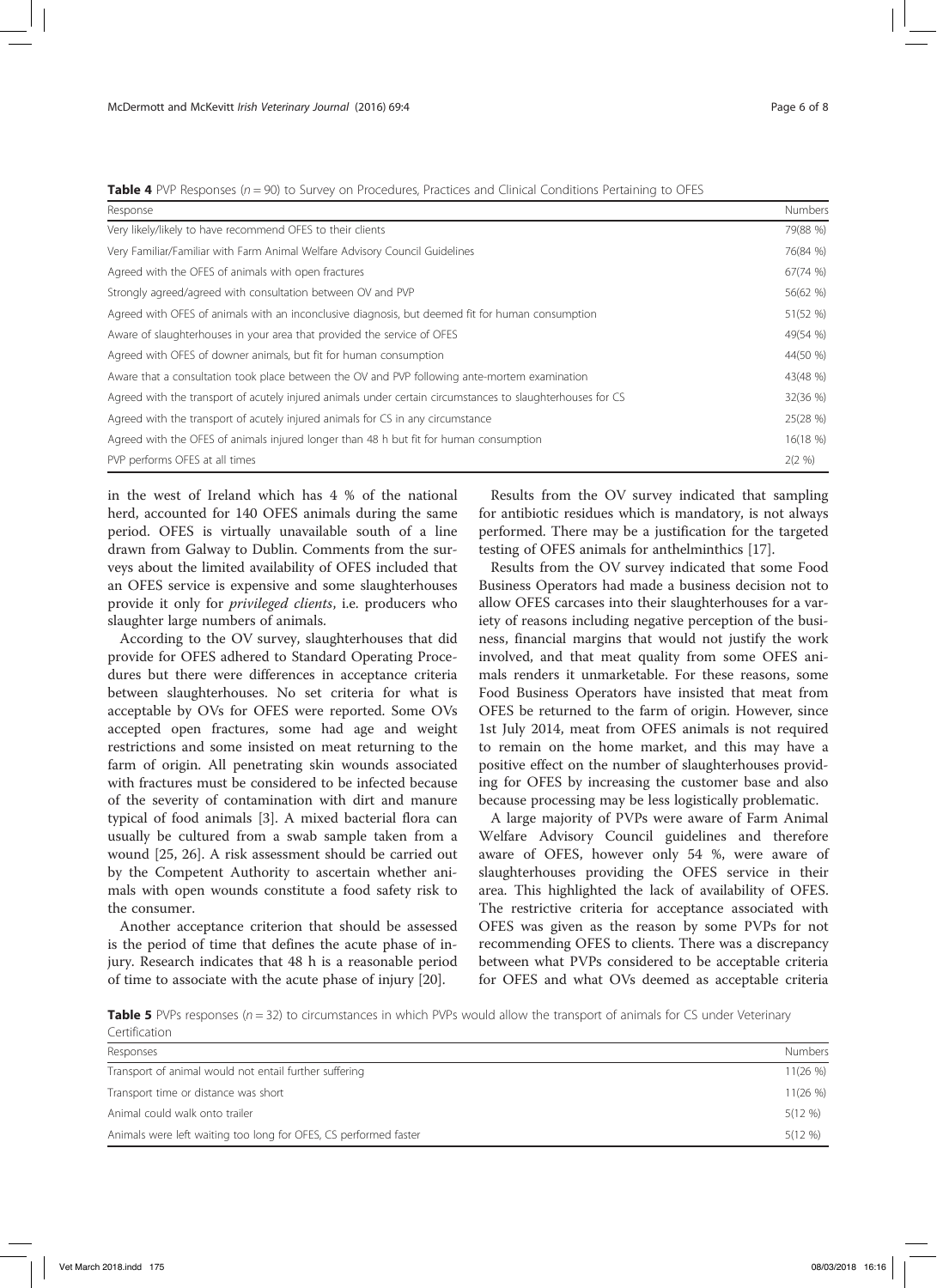**Table 4** PVP Responses ($n = 90$) to Survey on Procedures, Practices and Clinical Conditions Pertaining to OFES

| Response | Numbers |
|---|---|
| Very likely/likely to have recommend OFES to their clients | 79(88 %) |
| Very Familiar/Familiar with Farm Animal Welfare Advisory Council Guidelines | 76(84 %) |
| Agreed with the OFES of animals with open fractures | 67(74 %) |
| Strongly agreed/agreed with consultation between OV and PVP | 56(62 %) |
| Agreed with OFES of animals with an inconclusive diagnosis, but deemed fit for human consumption | 51(52 %) |
| Aware of slaughterhouses in your area that provided the service of OFES | 49(54 %) |
| Agreed with OFES of downer animals, but fit for human consumption | 44(50 %) |
| Aware that a consultation took place between the OV and PVP following ante-mortem examination | 43(48 %) |
| Agreed with the transport of acutely injured animals under certain circumstances to slaughterhouses for CS | 32(36 %) |
| Agreed with the transport of acutely injured animals for CS in any circumstance | 25(28 %) |
| Agreed with the OFES of animals injured longer than 48 h but fit for human consumption | 16(18 %) |
| PVP performs OFES at all times | 2(2 %) |

in the west of Ireland which has 4 % of the national herd, accounted for 140 OFES animals during the same period. OFES is virtually unavailable south of a line drawn from Galway to Dublin. Comments from the surveys about the limited availability of OFES included that an OFES service is expensive and some slaughterhouses provide it only for *privileged clients*, i.e. producers who slaughter large numbers of animals.

According to the OV survey, slaughterhouses that did provide for OFES adhered to Standard Operating Procedures but there were differences in acceptance criteria between slaughterhouses. No set criteria for what is acceptable by OVs for OFES were reported. Some OVs accepted open fractures, some had age and weight restrictions and some insisted on meat returning to the farm of origin. All penetrating skin wounds associated with fractures must be considered to be infected because of the severity of contamination with dirt and manure typical of food animals [3]. A mixed bacterial flora can usually be cultured from a swab sample taken from a wound [25, 26]. A risk assessment should be carried out by the Competent Authority to ascertain whether animals with open wounds constitute a food safety risk to the consumer.

Another acceptance criterion that should be assessed is the period of time that defines the acute phase of injury. Research indicates that 48 h is a reasonable period of time to associate with the acute phase of injury [20].

Results from the OV survey indicated that sampling for antibiotic residues which is mandatory, is not always performed. There may be a justification for the targeted testing of OFES animals for anthelminthics [17].

Results from the OV survey indicated that some Food Business Operators had made a business decision not to allow OFES carcases into their slaughterhouses for a variety of reasons including negative perception of the business, financial margins that would not justify the work involved, and that meat quality from some OFES animals renders it unmarketable. For these reasons, some Food Business Operators have insisted that meat from OFES be returned to the farm of origin. However, since 1st July 2014, meat from OFES animals is not required to remain on the home market, and this may have a positive effect on the number of slaughterhouses providing for OFES by increasing the customer base and also because processing may be less logistically problematic.

A large majority of PVPs were aware of Farm Animal Welfare Advisory Council guidelines and therefore aware of OFES, however only 54 %, were aware of slaughterhouses providing the OFES service in their area. This highlighted the lack of availability of OFES. The restrictive criteria for acceptance associated with OFES was given as the reason by some PVPs for not recommending OFES to clients. There was a discrepancy between what PVPs considered to be acceptable criteria for OFES and what OVs deemed as acceptable criteria

**Table 5** PVPs responses ($n = 32$) to circumstances in which PVPs would allow the transport of animals for CS under Veterinary Certification

| Responses | Numbers |
|---|---|
| Transport of animal would not entail further suffering | 11(26 %) |
| Transport time or distance was short | 11(26 %) |
| Animal could walk onto trailer | 5(12 %) |
| Animals were left waiting too long for OFES, CS performed faster | 5(12 %) |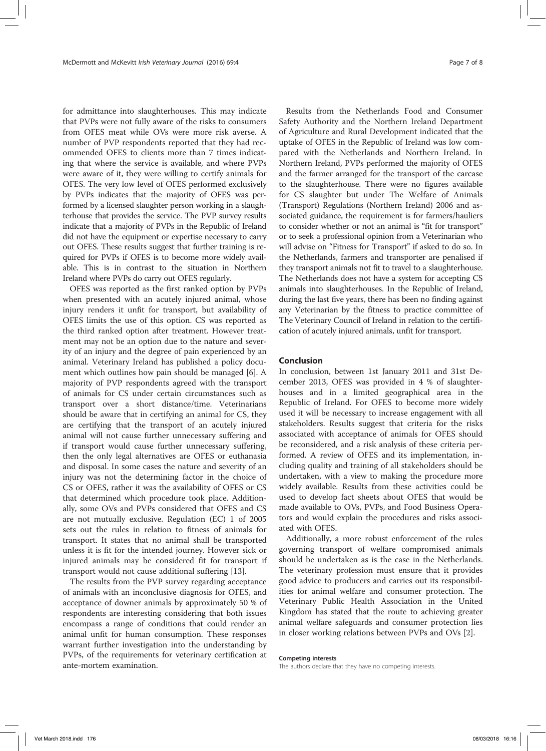for admittance into slaughterhouses. This may indicate that PVPs were not fully aware of the risks to consumers from OFES meat while OVs were more risk averse. A number of PVP respondents reported that they had recommended OFES to clients more than 7 times indicating that where the service is available, and where PVPs were aware of it, they were willing to certify animals for OFES. The very low level of OFES performed exclusively by PVPs indicates that the majority of OFES was performed by a licensed slaughter person working in a slaughterhouse that provides the service. The PVP survey results indicate that a majority of PVPs in the Republic of Ireland did not have the equipment or expertise necessary to carry out OFES. These results suggest that further training is required for PVPs if OFES is to become more widely available. This is in contrast to the situation in Northern Ireland where PVPs do carry out OFES regularly.

OFES was reported as the first ranked option by PVPs when presented with an acutely injured animal, whose injury renders it unfit for transport, but availability of OFES limits the use of this option. CS was reported as the third ranked option after treatment. However treatment may not be an option due to the nature and severity of an injury and the degree of pain experienced by an animal. Veterinary Ireland has published a policy document which outlines how pain should be managed [6]. A majority of PVP respondents agreed with the transport of animals for CS under certain circumstances such as transport over a short distance/time. Veterinarians should be aware that in certifying an animal for CS, they are certifying that the transport of an acutely injured animal will not cause further unnecessary suffering and if transport would cause further unnecessary suffering, then the only legal alternatives are OFES or euthanasia and disposal. In some cases the nature and severity of an injury was not the determining factor in the choice of CS or OFES, rather it was the availability of OFES or CS that determined which procedure took place. Additionally, some OVs and PVPs considered that OFES and CS are not mutually exclusive. Regulation (EC) 1 of 2005 sets out the rules in relation to fitness of animals for transport. It states that no animal shall be transported unless it is fit for the intended journey. However sick or injured animals may be considered fit for transport if transport would not cause additional suffering [13].

The results from the PVP survey regarding acceptance of animals with an inconclusive diagnosis for OFES, and acceptance of downer animals by approximately 50 % of respondents are interesting considering that both issues encompass a range of conditions that could render an animal unfit for human consumption. These responses warrant further investigation into the understanding by PVPs, of the requirements for veterinary certification at ante-mortem examination.

Results from the Netherlands Food and Consumer Safety Authority and the Northern Ireland Department of Agriculture and Rural Development indicated that the uptake of OFES in the Republic of Ireland was low compared with the Netherlands and Northern Ireland. In Northern Ireland, PVPs performed the majority of OFES and the farmer arranged for the transport of the carcase to the slaughterhouse. There were no figures available for CS slaughter but under The Welfare of Animals (Transport) Regulations (Northern Ireland) 2006 and associated guidance, the requirement is for farmers/hauliers to consider whether or not an animal is "fit for transport" or to seek a professional opinion from a Veterinarian who will advise on "Fitness for Transport" if asked to do so. In the Netherlands, farmers and transporter are penalised if they transport animals not fit to travel to a slaughterhouse. The Netherlands does not have a system for accepting CS animals into slaughterhouses. In the Republic of Ireland, during the last five years, there has been no finding against any Veterinarian by the fitness to practice committee of The Veterinary Council of Ireland in relation to the certification of acutely injured animals, unfit for transport.

## Conclusion

In conclusion, between 1st January 2011 and 31st December 2013, OFES was provided in 4 % of slaughterhouses and in a limited geographical area in the Republic of Ireland. For OFES to become more widely used it will be necessary to increase engagement with all stakeholders. Results suggest that criteria for the risks associated with acceptance of animals for OFES should be reconsidered, and a risk analysis of these criteria performed. A review of OFES and its implementation, including quality and training of all stakeholders should be undertaken, with a view to making the procedure more widely available. Results from these activities could be used to develop fact sheets about OFES that would be made available to OVs, PVPs, and Food Business Operators and would explain the procedures and risks associated with OFES.

Additionally, a more robust enforcement of the rules governing transport of welfare compromised animals should be undertaken as is the case in the Netherlands. The veterinary profession must ensure that it provides good advice to producers and carries out its responsibilities for animal welfare and consumer protection. The Veterinary Public Health Association in the United Kingdom has stated that the route to achieving greater animal welfare safeguards and consumer protection lies in closer working relations between PVPs and OVs [2].

#### Competing interests

The authors declare that they have no competing interests.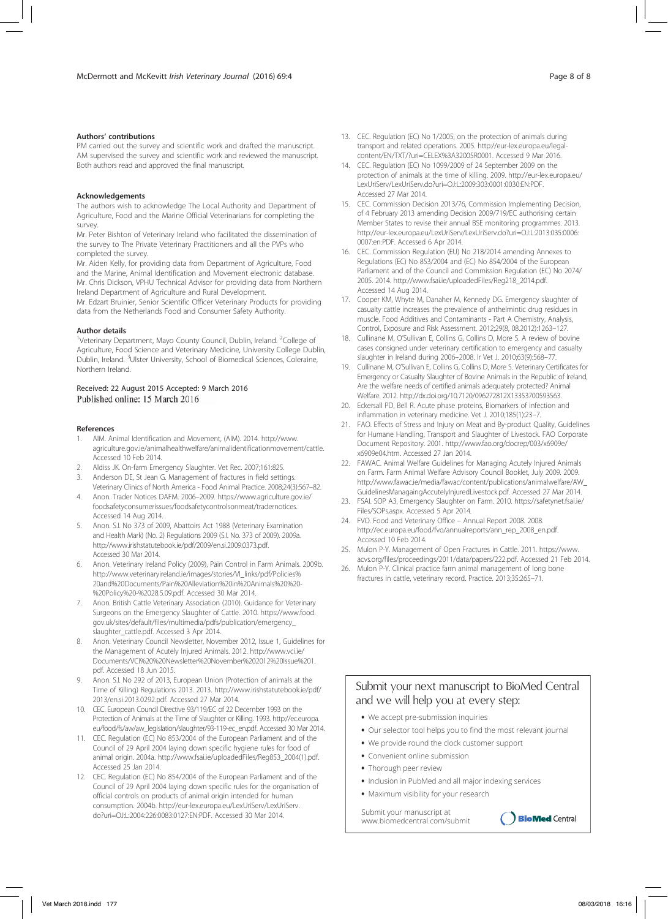## Authors' contributions

PM carried out the survey and scientific work and drafted the manuscript. AM supervised the survey and scientific work and reviewed the manuscript. Both authors read and approved the final manuscript.

## Acknowledgements

The authors wish to acknowledge The Local Authority and Department of Agriculture, Food and the Marine Official Veterinarians for completing the survey.

Mr. Peter Bishton of Veterinary Ireland who facilitated the dissemination of the survey to The Private Veterinary Practitioners and all the PVPs who completed the survey.

Mr. Aiden Kelly, for providing data from Department of Agriculture, Food and the Marine, Animal Identification and Movement electronic database. Mr. Chris Dickson, VPHU Technical Advisor for providing data from Northern Ireland Department of Agriculture and Rural Development.

Mr. Edzart Bruinier, Senior Scientific Officer Veterinary Products for providing data from the Netherlands Food and Consumer Safety Authority.

## Author details

[1]Veterinary Department, Mayo County Council, Dublin, Ireland. [2]College of Agriculture, Food Science and Veterinary Medicine, University College Dublin, Dublin, Ireland. [3]Ulster University, School of Biomedical Sciences, Coleraine, Northern Ireland.

Received: 22 August 2015 Accepted: 9 March 2016
Published online: 15 March 2016

## References

1. AIM. Animal Identification and Movement, (AIM). 2014. http://www.agriculture.gov.ie/animalhealthwelfare/animalidentificationmovement/cattle. Accessed 10 Feb 2014.
2. Aldiss JK. On-farm Emergency Slaughter. Vet Rec. 2007;161:825.
3. Anderson DE, St Jean G. Management of fractures in field settings. Veterinary Clinics of North America - Food Animal Practice. 2008;24(3):567–82.
4. Anon. Trader Notices DAFM. 2006–2009. https://www.agriculture.gov.ie/foodsafetyconsumerissues/foodsafetycontrolsonmeat/tradernotices. Accessed 14 Aug 2014.
5. Anon. S.I. No 373 of 2009, Abattoirs Act 1988 (Veterinary Examination and Health Mark) (No. 2) Regulations 2009 (S.I. No. 373 of 2009). 2009a. http://www.irishstatutebook.ie/pdf/2009/en.si.2009.0373.pdf. Accessed 30 Mar 2014.
6. Anon. Veterinary Ireland Policy (2009), Pain Control in Farm Animals. 2009b. http://www.veterinaryireland.ie/images/stories/VI_links/pdf/Policies%20and%20Documents/Pain%20Alleviation%20in%20Animals%20%20-%20Policy%20-%2028.5.09.pdf. Accessed 30 Mar 2014.
7. Anon. British Cattle Veterinary Association (2010). Guidance for Veterinary Surgeons on the Emergency Slaughter of Cattle. 2010. https://www.food.gov.uk/sites/default/files/multimedia/pdfs/publication/emergency_slaughter_cattle.pdf. Accessed 3 Apr 2014.
8. Anon. Veterinary Council Newsletter, November 2012, Issue 1, Guidelines for the Management of Acutely Injured Animals. 2012. http://www.vci.ie/Documents/VCI%20%20Newsletter%20November%202012%20Issue%201.pdf. Accessed 18 Jun 2015.
9. Anon. S.I. No 292 of 2013, European Union (Protection of animals at the Time of Killing) Regulations 2013. 2013. http://www.irishstatutebook.ie/pdf/2013/en.si.2013.0292.pdf. Accessed 27 Mar 2014.
10. CEC. European Council Directive 93/119/EC of 22 December 1993 on the Protection of Animals at the Time of Slaughter or Killing. 1993. http://ec.europa.eu/food/fs/aw/aw_legislation/slaughter/93-119-ec_en.pdf. Accessed 30 Mar 2014.
11. CEC. Regulation (EC) No 853/2004 of the European Parliament and of the Council of 29 April 2004 laying down specific hygiene rules for food of animal origin. 2004a. http://www.fsai.ie/uploadedFiles/Reg853_2004(1).pdf. Accessed 25 Jan 2014.
12. CEC. Regulation (EC) No 854/2004 of the European Parliament and of the Council of 29 April 2004 laying down specific rules for the organisation of official controls on products of animal origin intended for human consumption. 2004b. http://eur-lex.europa.eu/LexUriServ/LexUriServ.do?uri=OJ:L:2004:226:0083:0127:EN:PDF. Accessed 30 Mar 2014.
13. CEC. Regulation (EC) No 1/2005, on the protection of animals during transport and related operations. 2005. http://eur-lex.europa.eu/legal-content/EN/TXT/?uri=CELEX%3A32005R0001. Accessed 9 Mar 2016.
14. CEC. Regulation (EC) No 1099/2009 of 24 September 2009 on the protection of animals at the time of killing. 2009. http://eur-lex.europa.eu/LexUriServ/LexUriServ.do?uri=OJ:L:2009:303:0001:0030:EN:PDF. Accessed 27 Mar 2014.
15. CEC. Commission Decision 2013/76, Commission Implementing Decision, of 4 February 2013 amending Decision 2009/719/EC authorising certain Member States to revise their annual BSE monitoring programmes. 2013. http://eur-lex.europa.eu/LexUriServ/LexUriServ.do?uri=OJ:L:2013:035:0006:0007:en:PDF. Accessed 6 Apr 2014.
16. CEC. Commission Regulation (EU) No 218/2014 amending Annexes to Regulations (EC) No 853/2004 and (EC) No 854/2004 of the European Parliament and of the Council and Commission Regulation (EC) No 2074/2005. 2014. http://www.fsai.ie/uploadedFiles/Reg218_2014.pdf. Accessed 14 Aug 2014.
17. Cooper KM, Whyte M, Danaher M, Kennedy DG. Emergency slaughter of casualty cattle increases the prevalence of anthelmintic drug residues in muscle. Food Additives and Contaminants - Part A Chemistry, Analysis, Control, Exposure and Risk Assessment. 2012;29(8, 08.2012):1263–127.
18. Cullinane M, O'Sullivan E, Collins G, Collins D, More S. A review of bovine cases consigned under veterinary certification to emergency and casualty slaughter in Ireland during 2006–2008. Ir Vet J. 2010;63(9):568–77.
19. Cullinane M, O'Sullivan E, Collins G, Collins D, More S. Veterinary Certificates for Emergency or Casualty Slaughter of Bovine Animals in the Republic of Ireland, Are the welfare needs of certified animals adequately protected? Animal Welfare. 2012. http://dx.doi.org/10.7120/096272812X13353700593563.
20. Eckersall PD, Bell R. Acute phase proteins, Biomarkers of infection and inflammation in veterinary medicine. Vet J. 2010;185(1):23–7.
21. FAO. Effects of Stress and Injury on Meat and By-product Quality, Guidelines for Humane Handling, Transport and Slaughter of Livestock. FAO Corporate Document Repository. 2001. http://www.fao.org/docrep/003/x6909e/x6909e04.htm. Accessed 27 Jan 2014.
22. FAWAC. Animal Welfare Guidelines for Managing Acutely Injured Animals on Farm. Farm Animal Welfare Advisory Council Booklet, July 2009. 2009. http://www.fawac.ie/media/fawac/content/publications/animalwelfare/AW_GuidelinesManagaingAccutelyInjuredLivestock.pdf. Accessed 27 Mar 2014.
23. FSAI. SOP A3, Emergency Slaughter on Farm. 2010. https://safetynet.fsai.ie/Files/SOPs.aspx. Accessed 5 Apr 2014.
24. FVO. Food and Veterinary Office – Annual Report 2008. 2008. http://ec.europa.eu/food/fvo/annualreports/ann_rep_2008_en.pdf. Accessed 10 Feb 2014.
25. Mulon P-Y. Management of Open Fractures in Cattle. 2011. https://www.acvs.org/files/proceedings/2011/data/papers/222.pdf. Accessed 21 Feb 2014.
26. Mulon P-Y. Clinical practice farm animal management of long bone fractures in cattle, veterinary record. Practice. 2013;35:265–71.